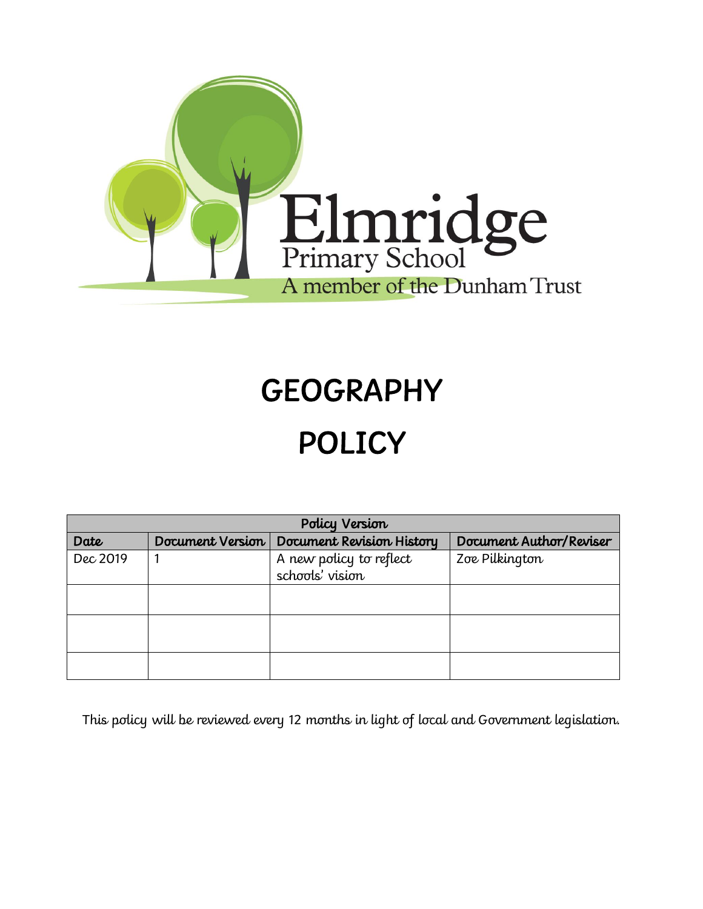Elmridge
Primary School
A member of the Dunham Trust

# GEOGRAPHY

# POLICY

| Policy Version | | | |
|---|---|---|---|
| **Date** | **Document Version** | **Document Revision History** | **Document Author/Reviser** |
| Dec 2019 | 1 | A new policy to reflect schools' vision | Zoe Pilkington |
| | | | |
| | | | |
| | | | |

This policy will be reviewed every 12 months in light of local and Government legislation.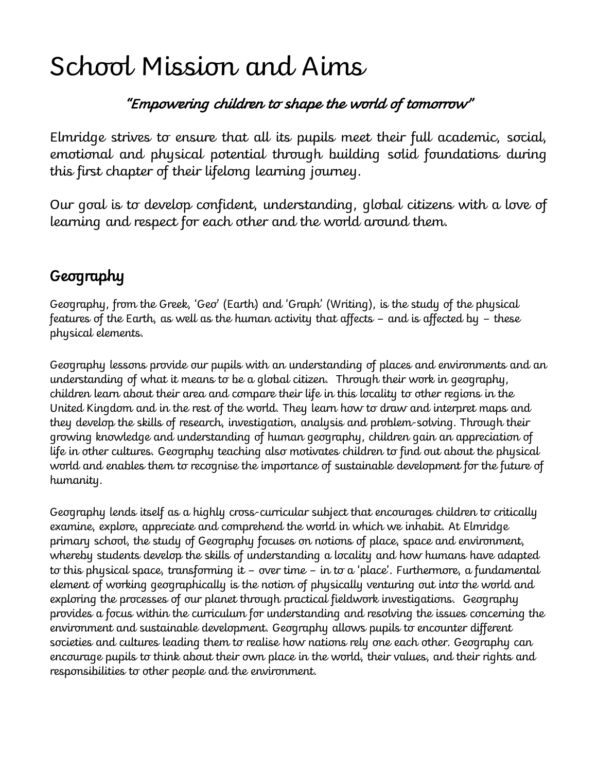# School Mission and Aims

*"Empowering children to shape the world of tomorrow"*

Elmridge strives to ensure that all its pupils meet their full academic, social, emotional and physical potential through building solid foundations during this first chapter of their lifelong learning journey.

Our goal is to develop confident, understanding, global citizens with a love of learning and respect for each other and the world around them.

## Geography

Geography, from the Greek, 'Geo' (Earth) and 'Graph' (Writing), is the study of the physical features of the Earth, as well as the human activity that affects – and is affected by – these physical elements.

Geography lessons provide our pupils with an understanding of places and environments and an understanding of what it means to be a global citizen. Through their work in geography, children learn about their area and compare their life in this locality to other regions in the United Kingdom and in the rest of the world. They learn how to draw and interpret maps and they develop the skills of research, investigation, analysis and problem-solving. Through their growing knowledge and understanding of human geography, children gain an appreciation of life in other cultures. Geography teaching also motivates children to find out about the physical world and enables them to recognise the importance of sustainable development for the future of humanity.

Geography lends itself as a highly cross-curricular subject that encourages children to critically examine, explore, appreciate and comprehend the world in which we inhabit. At Elmridge primary school, the study of Geography focuses on notions of place, space and environment, whereby students develop the skills of understanding a locality and how humans have adapted to this physical space, transforming it – over time – in to a 'place'. Furthermore, a fundamental element of working geographically is the notion of physically venturing out into the world and exploring the processes of our planet through practical fieldwork investigations. Geography provides a focus within the curriculum for understanding and resolving the issues concerning the environment and sustainable development. Geography allows pupils to encounter different societies and cultures leading them to realise how nations rely one each other. Geography can encourage pupils to think about their own place in the world, their values, and their rights and responsibilities to other people and the environment.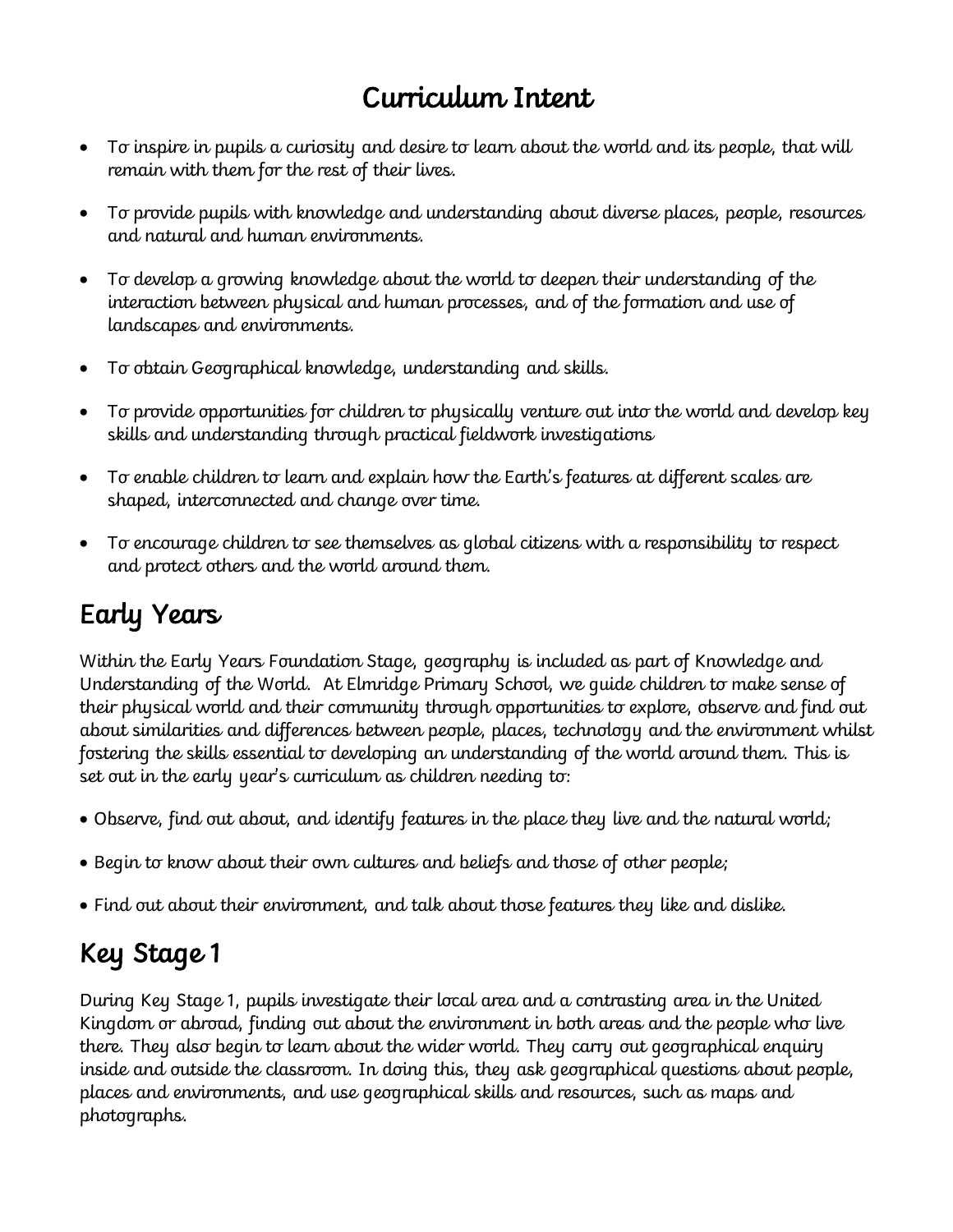# Curriculum Intent

- To inspire in pupils a curiosity and desire to learn about the world and its people, that will remain with them for the rest of their lives.
- To provide pupils with knowledge and understanding about diverse places, people, resources and natural and human environments.
- To develop a growing knowledge about the world to deepen their understanding of the interaction between physical and human processes, and of the formation and use of landscapes and environments.
- To obtain Geographical knowledge, understanding and skills.
- To provide opportunities for children to physically venture out into the world and develop key skills and understanding through practical fieldwork investigations
- To enable children to learn and explain how the Earth's features at different scales are shaped, interconnected and change over time.
- To encourage children to see themselves as global citizens with a responsibility to respect and protect others and the world around them.

## Early Years

Within the Early Years Foundation Stage, geography is included as part of Knowledge and Understanding of the World. At Elmridge Primary School, we guide children to make sense of their physical world and their community through opportunities to explore, observe and find out about similarities and differences between people, places, technology and the environment whilst fostering the skills essential to developing an understanding of the world around them. This is set out in the early year's curriculum as children needing to:

- Observe, find out about, and identify features in the place they live and the natural world;
- Begin to know about their own cultures and beliefs and those of other people;
- Find out about their environment, and talk about those features they like and dislike.

## Key Stage 1

During Key Stage 1, pupils investigate their local area and a contrasting area in the United Kingdom or abroad, finding out about the environment in both areas and the people who live there. They also begin to learn about the wider world. They carry out geographical enquiry inside and outside the classroom. In doing this, they ask geographical questions about people, places and environments, and use geographical skills and resources, such as maps and photographs.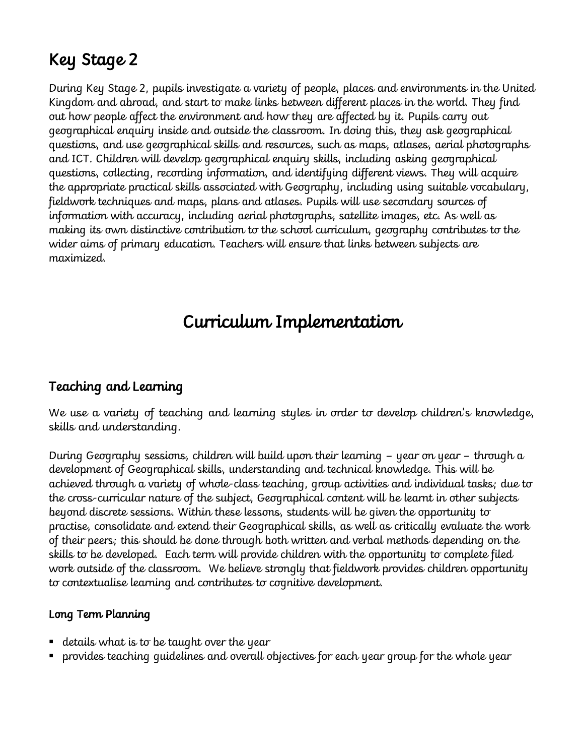## Key Stage 2

During Key Stage 2, pupils investigate a variety of people, places and environments in the United Kingdom and abroad, and start to make links between different places in the world. They find out how people affect the environment and how they are affected by it. Pupils carry out geographical enquiry inside and outside the classroom. In doing this, they ask geographical questions, and use geographical skills and resources, such as maps, atlases, aerial photographs and ICT. Children will develop geographical enquiry skills, including asking geographical questions, collecting, recording information, and identifying different views. They will acquire the appropriate practical skills associated with Geography, including using suitable vocabulary, fieldwork techniques and maps, plans and atlases. Pupils will use secondary sources of information with accuracy, including aerial photographs, satellite images, etc. As well as making its own distinctive contribution to the school curriculum, geography contributes to the wider aims of primary education. Teachers will ensure that links between subjects are maximized.

# Curriculum Implementation

## Teaching and Learning

We use a variety of teaching and learning styles in order to develop children's knowledge, skills and understanding.

During Geography sessions, children will build upon their learning – year on year – through a development of Geographical skills, understanding and technical knowledge. This will be achieved through a variety of whole-class teaching, group activities and individual tasks; due to the cross-curricular nature of the subject, Geographical content will be learnt in other subjects beyond discrete sessions. Within these lessons, students will be given the opportunity to practise, consolidate and extend their Geographical skills, as well as critically evaluate the work of their peers; this should be done through both written and verbal methods depending on the skills to be developed. Each term will provide children with the opportunity to complete filed work outside of the classroom. We believe strongly that fieldwork provides children opportunity to contextualise learning and contributes to cognitive development.

### Long Term Planning

- details what is to be taught over the year
- provides teaching guidelines and overall objectives for each year group for the whole year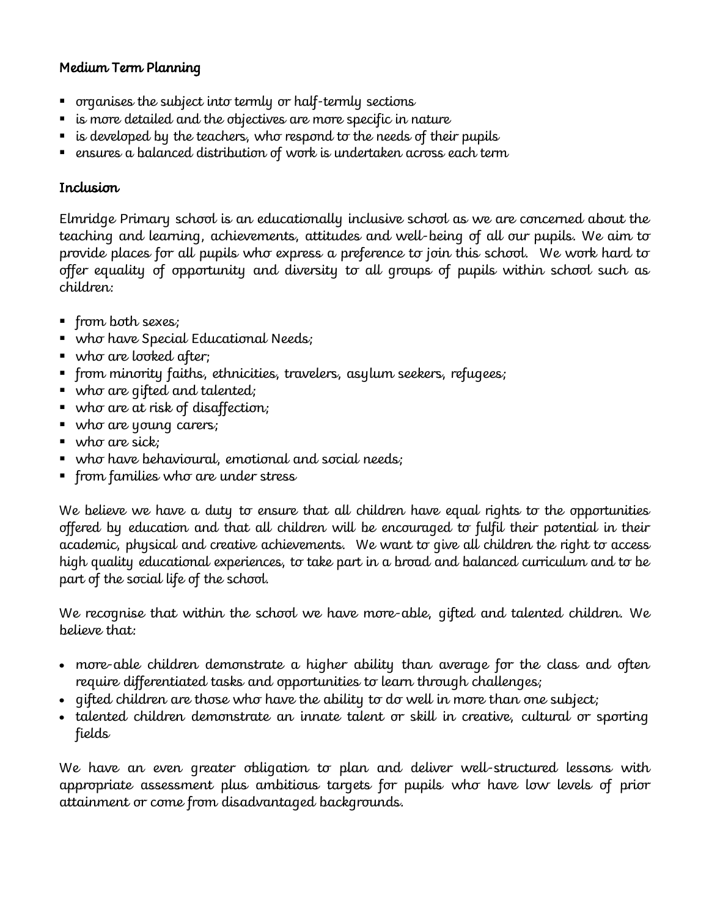## Medium Term Planning

- organises the subject into termly or half-termly sections
- is more detailed and the objectives are more specific in nature
- is developed by the teachers, who respond to the needs of their pupils
- ensures a balanced distribution of work is undertaken across each term

## Inclusion

Elmridge Primary school is an educationally inclusive school as we are concerned about the teaching and learning, achievements, attitudes and well-being of all our pupils. We aim to provide places for all pupils who express a preference to join this school. We work hard to offer equality of opportunity and diversity to all groups of pupils within school such as children:

- from both sexes;
- who have Special Educational Needs;
- who are looked after;
- from minority faiths, ethnicities, travelers, asylum seekers, refugees;
- who are gifted and talented;
- who are at risk of disaffection;
- who are young carers;
- who are sick;
- who have behavioural, emotional and social needs;
- from families who are under stress

We believe we have a duty to ensure that all children have equal rights to the opportunities offered by education and that all children will be encouraged to fulfil their potential in their academic, physical and creative achievements. We want to give all children the right to access high quality educational experiences, to take part in a broad and balanced curriculum and to be part of the social life of the school.

We recognise that within the school we have more-able, gifted and talented children. We believe that:

- more-able children demonstrate a higher ability than average for the class and often require differentiated tasks and opportunities to learn through challenges;
- gifted children are those who have the ability to do well in more than one subject;
- talented children demonstrate an innate talent or skill in creative, cultural or sporting fields

We have an even greater obligation to plan and deliver well-structured lessons with appropriate assessment plus ambitious targets for pupils who have low levels of prior attainment or come from disadvantaged backgrounds.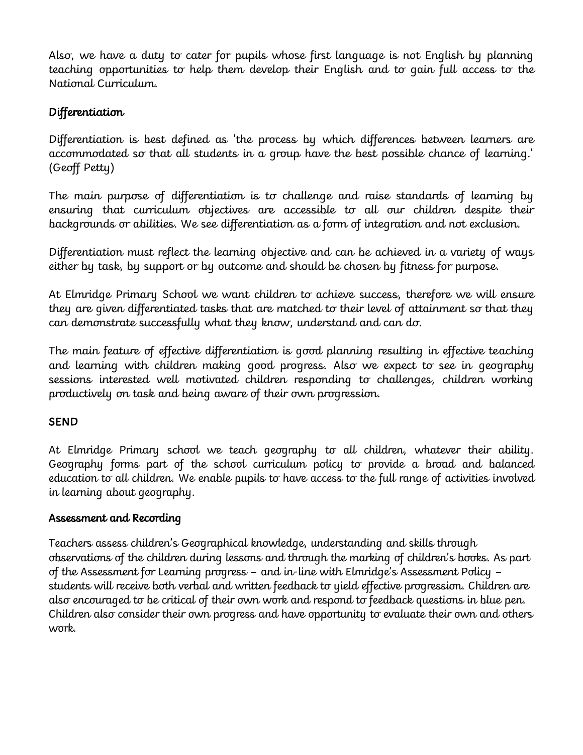Also, we have a duty to cater for pupils whose first language is not English by planning teaching opportunities to help them develop their English and to gain full access to the National Curriculum.

## Differentiation

Differentiation is best defined as 'the process by which differences between learners are accommodated so that all students in a group have the best possible chance of learning.' (Geoff Petty)

The main purpose of differentiation is to challenge and raise standards of learning by ensuring that curriculum objectives are accessible to all our children despite their backgrounds or abilities. We see differentiation as a form of integration and not exclusion.

Differentiation must reflect the learning objective and can be achieved in a variety of ways either by task, by support or by outcome and should be chosen by fitness for purpose.

At Elmridge Primary School we want children to achieve success, therefore we will ensure they are given differentiated tasks that are matched to their level of attainment so that they can demonstrate successfully what they know, understand and can do.

The main feature of effective differentiation is good planning resulting in effective teaching and learning with children making good progress. Also we expect to see in geography sessions interested well motivated children responding to challenges, children working productively on task and being aware of their own progression.

## SEND

At Elmridge Primary school we teach geography to all children, whatever their ability. Geography forms part of the school curriculum policy to provide a broad and balanced education to all children. We enable pupils to have access to the full range of activities involved in learning about geography.

## Assessment and Recording

Teachers assess children's Geographical knowledge, understanding and skills through observations of the children during lessons and through the marking of children's books. As part of the Assessment for Learning progress – and in-line with Elmridge's Assessment Policy – students will receive both verbal and written feedback to yield effective progression. Children are also encouraged to be critical of their own work and respond to feedback questions in blue pen. Children also consider their own progress and have opportunity to evaluate their own and others work.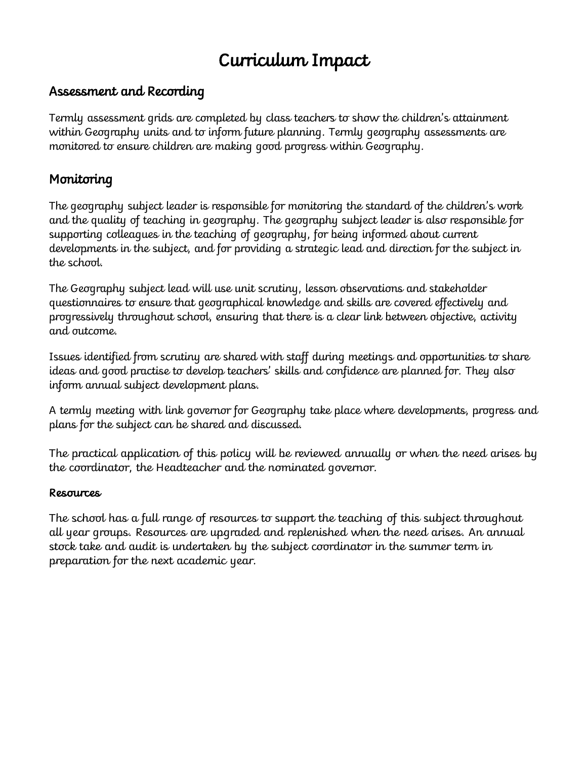# Curriculum Impact

## Assessment and Recording

Termly assessment grids are completed by class teachers to show the children's attainment within Geography units and to inform future planning. Termly geography assessments are monitored to ensure children are making good progress within Geography.

## Monitoring

The geography subject leader is responsible for monitoring the standard of the children's work and the quality of teaching in geography. The geography subject leader is also responsible for supporting colleagues in the teaching of geography, for being informed about current developments in the subject, and for providing a strategic lead and direction for the subject in the school.

The Geography subject lead will use unit scrutiny, lesson observations and stakeholder questionnaires to ensure that geographical knowledge and skills are covered effectively and progressively throughout school, ensuring that there is a clear link between objective, activity and outcome.

Issues identified from scrutiny are shared with staff during meetings and opportunities to share ideas and good practise to develop teachers' skills and confidence are planned for. They also inform annual subject development plans.

A termly meeting with link governor for Geography take place where developments, progress and plans for the subject can be shared and discussed.

The practical application of this policy will be reviewed annually or when the need arises by the coordinator, the Headteacher and the nominated governor.

#### Resources

The school has a full range of resources to support the teaching of this subject throughout all year groups. Resources are upgraded and replenished when the need arises. An annual stock take and audit is undertaken by the subject coordinator in the summer term in preparation for the next academic year.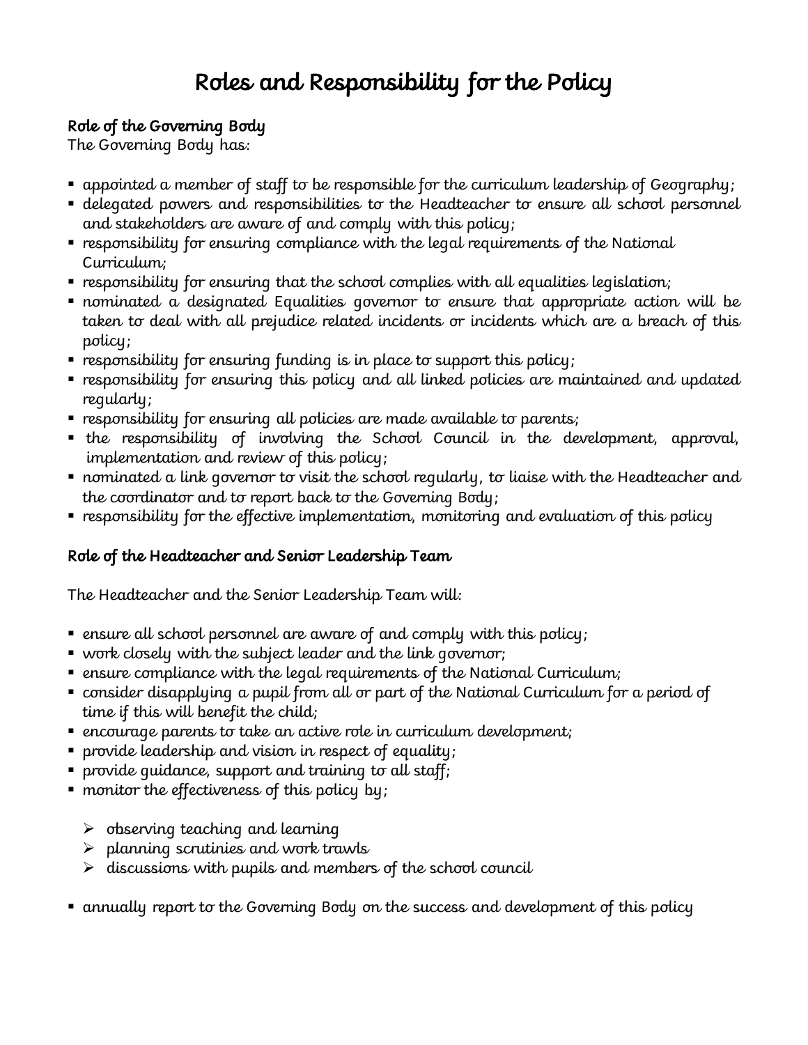# Roles and Responsibility for the Policy

**Role of the Governing Body**

The Governing Body has:

- appointed a member of staff to be responsible for the curriculum leadership of Geography;
- delegated powers and responsibilities to the Headteacher to ensure all school personnel and stakeholders are aware of and comply with this policy;
- responsibility for ensuring compliance with the legal requirements of the National Curriculum;
- responsibility for ensuring that the school complies with all equalities legislation;
- nominated a designated Equalities governor to ensure that appropriate action will be taken to deal with all prejudice related incidents or incidents which are a breach of this policy;
- responsibility for ensuring funding is in place to support this policy;
- responsibility for ensuring this policy and all linked policies are maintained and updated regularly;
- responsibility for ensuring all policies are made available to parents;
- the responsibility of involving the School Council in the development, approval, implementation and review of this policy;
- nominated a link governor to visit the school regularly, to liaise with the Headteacher and the coordinator and to report back to the Governing Body;
- responsibility for the effective implementation, monitoring and evaluation of this policy

**Role of the Headteacher and Senior Leadership Team**

The Headteacher and the Senior Leadership Team will:

- ensure all school personnel are aware of and comply with this policy;
- work closely with the subject leader and the link governor;
- ensure compliance with the legal requirements of the National Curriculum;
- consider disapplying a pupil from all or part of the National Curriculum for a period of time if this will benefit the child;
- encourage parents to take an active role in curriculum development;
- provide leadership and vision in respect of equality;
- provide guidance, support and training to all staff;
- monitor the effectiveness of this policy by;
  - observing teaching and learning
  - planning scrutinies and work trawls
  - discussions with pupils and members of the school council
- annually report to the Governing Body on the success and development of this policy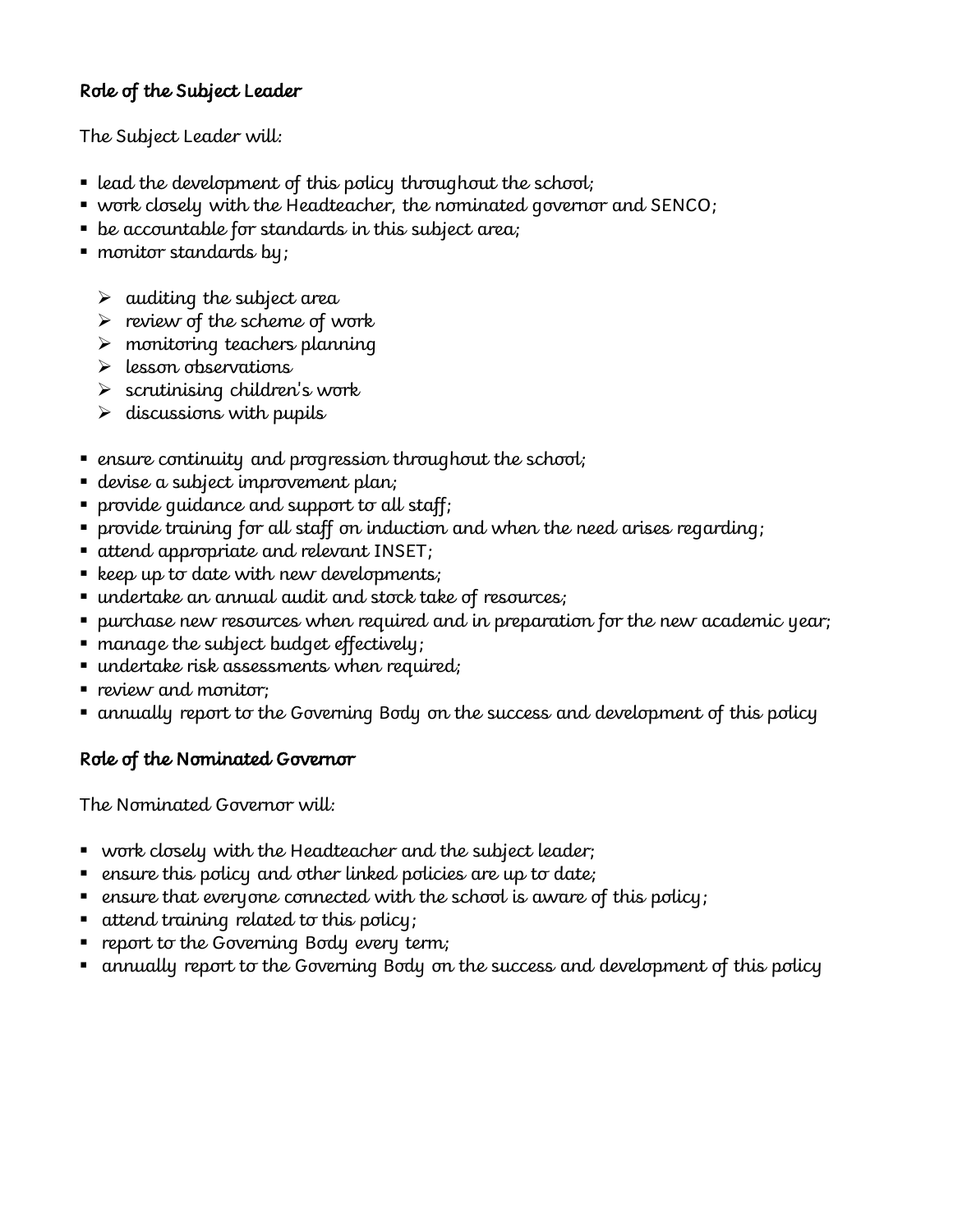**Role of the Subject Leader**

The Subject Leader will:

- lead the development of this policy throughout the school;
- work closely with the Headteacher, the nominated governor and SENCO;
- be accountable for standards in this subject area;
- monitor standards by;
  - auditing the subject area
  - review of the scheme of work
  - monitoring teachers planning
  - lesson observations
  - scrutinising children's work
  - discussions with pupils
- ensure continuity and progression throughout the school;
- devise a subject improvement plan;
- provide guidance and support to all staff;
- provide training for all staff on induction and when the need arises regarding;
- attend appropriate and relevant INSET;
- keep up to date with new developments;
- undertake an annual audit and stock take of resources;
- purchase new resources when required and in preparation for the new academic year;
- manage the subject budget effectively;
- undertake risk assessments when required;
- review and monitor;
- annually report to the Governing Body on the success and development of this policy

**Role of the Nominated Governor**

The Nominated Governor will:

- work closely with the Headteacher and the subject leader;
- ensure this policy and other linked policies are up to date;
- ensure that everyone connected with the school is aware of this policy;
- attend training related to this policy;
- report to the Governing Body every term;
- annually report to the Governing Body on the success and development of this policy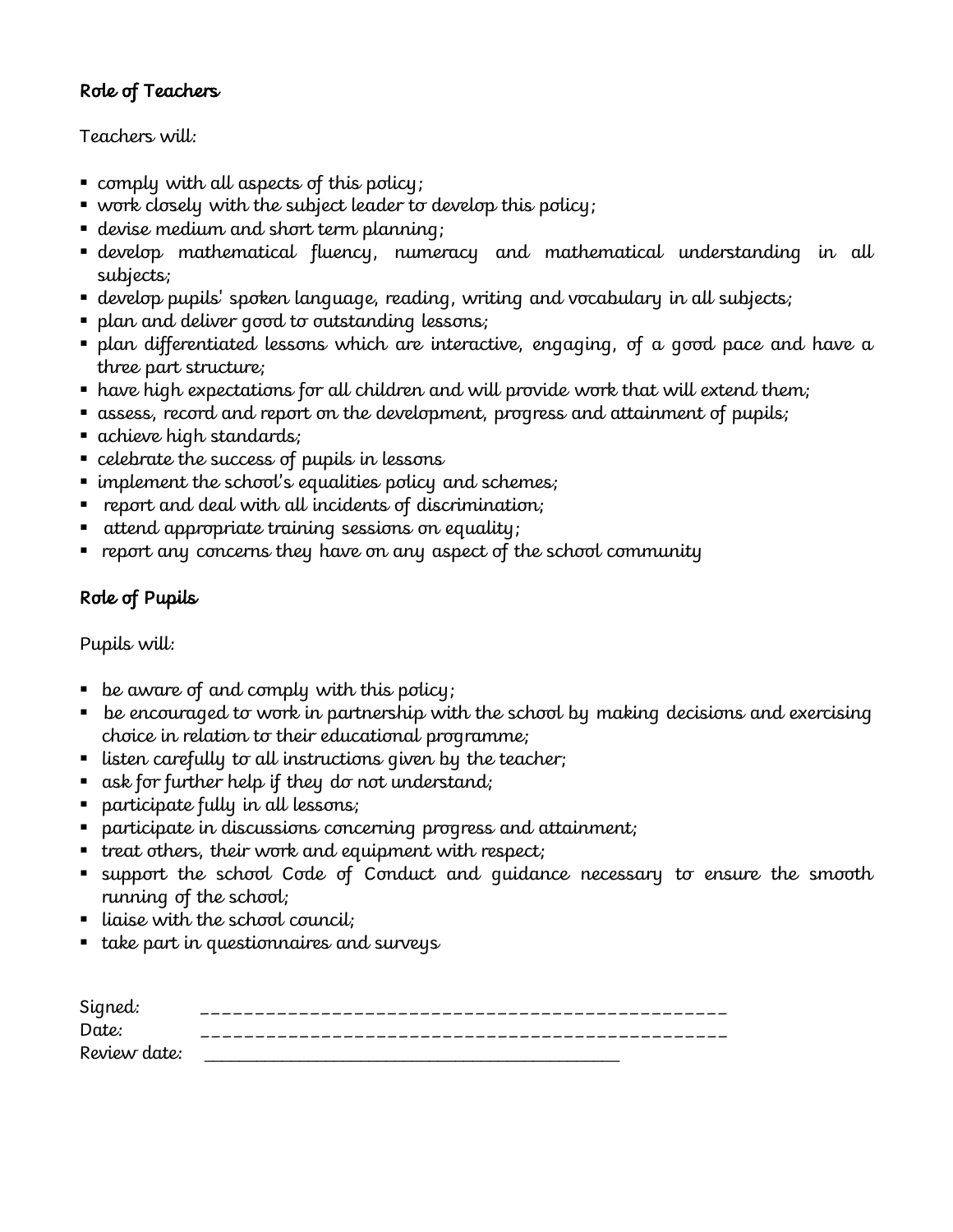## Role of Teachers

Teachers will:

- comply with all aspects of this policy;
- work closely with the subject leader to develop this policy;
- devise medium and short term planning;
- develop mathematical fluency, numeracy and mathematical understanding in all subjects;
- develop pupils' spoken language, reading, writing and vocabulary in all subjects;
- plan and deliver good to outstanding lessons;
- plan differentiated lessons which are interactive, engaging, of a good pace and have a three part structure;
- have high expectations for all children and will provide work that will extend them;
- assess, record and report on the development, progress and attainment of pupils;
- achieve high standards;
- celebrate the success of pupils in lessons
- implement the school's equalities policy and schemes;
- report and deal with all incidents of discrimination;
- attend appropriate training sessions on equality;
- report any concerns they have on any aspect of the school community

## Role of Pupils

Pupils will:

- be aware of and comply with this policy;
- be encouraged to work in partnership with the school by making decisions and exercising choice in relation to their educational programme;
- listen carefully to all instructions given by the teacher;
- ask for further help if they do not understand;
- participate fully in all lessons;
- participate in discussions concerning progress and attainment;
- treat others, their work and equipment with respect;
- support the school Code of Conduct and guidance necessary to ensure the smooth running of the school;
- liaise with the school council;
- take part in questionnaires and surveys

Signed: ______________________________________________

Date: ______________________________________________

Review date: ______________________________________________